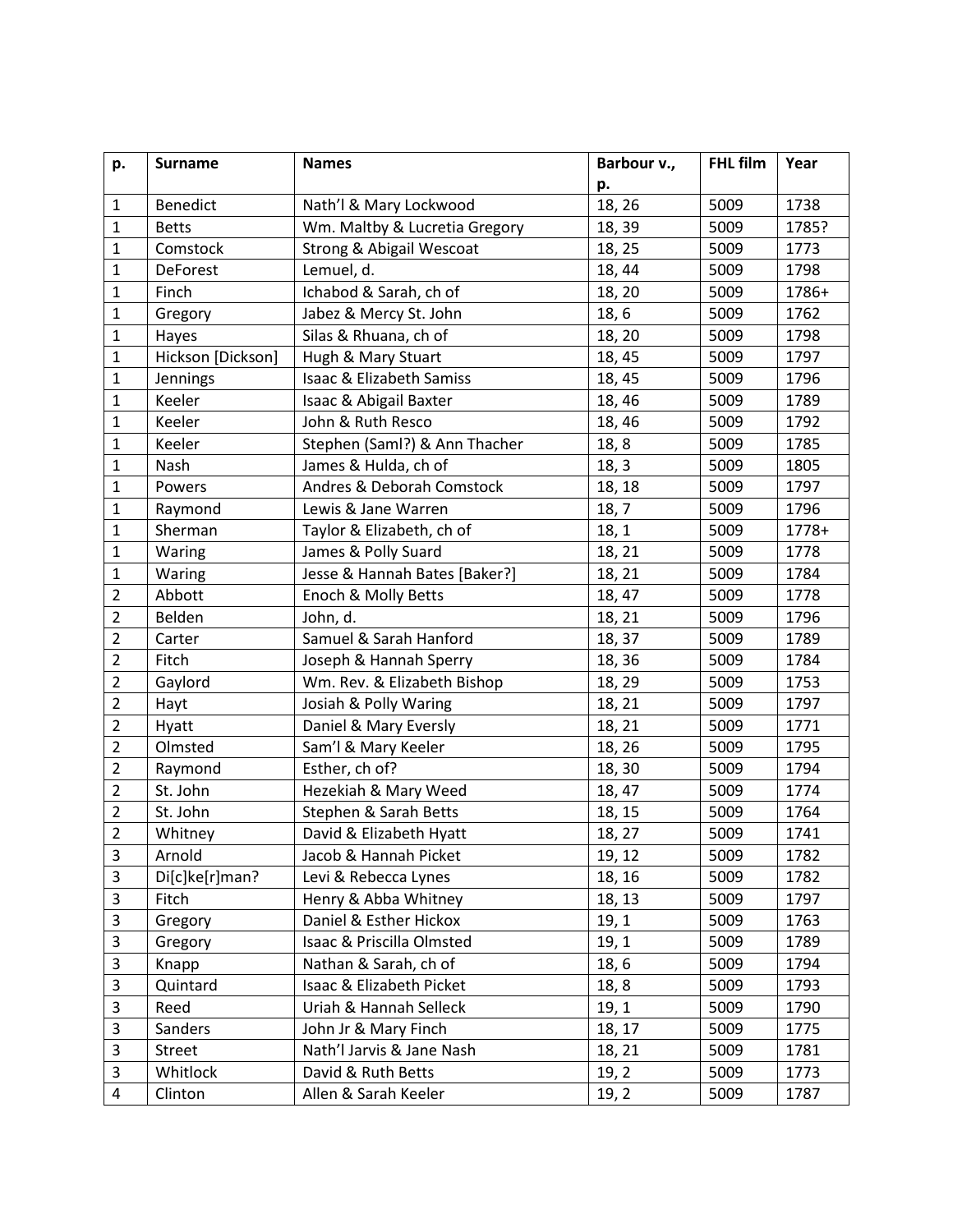| p. | Surname | Names | Barbour v., p. | FHL film | Year |
|---|---|---|---|---|---|
| 1 | Benedict | Nath'l & Mary Lockwood | 18, 26 | 5009 | 1738 |
| 1 | Betts | Wm. Maltby & Lucretia Gregory | 18, 39 | 5009 | 1785? |
| 1 | Comstock | Strong & Abigail Wescoat | 18, 25 | 5009 | 1773 |
| 1 | DeForest | Lemuel, d. | 18, 44 | 5009 | 1798 |
| 1 | Finch | Ichabod & Sarah, ch of | 18, 20 | 5009 | 1786+ |
| 1 | Gregory | Jabez & Mercy St. John | 18, 6 | 5009 | 1762 |
| 1 | Hayes | Silas & Rhuana, ch of | 18, 20 | 5009 | 1798 |
| 1 | Hickson [Dickson] | Hugh & Mary Stuart | 18, 45 | 5009 | 1797 |
| 1 | Jennings | Isaac & Elizabeth Samiss | 18, 45 | 5009 | 1796 |
| 1 | Keeler | Isaac & Abigail Baxter | 18, 46 | 5009 | 1789 |
| 1 | Keeler | John & Ruth Resco | 18, 46 | 5009 | 1792 |
| 1 | Keeler | Stephen (Saml?) & Ann Thacher | 18, 8 | 5009 | 1785 |
| 1 | Nash | James & Hulda, ch of | 18, 3 | 5009 | 1805 |
| 1 | Powers | Andres & Deborah Comstock | 18, 18 | 5009 | 1797 |
| 1 | Raymond | Lewis & Jane Warren | 18, 7 | 5009 | 1796 |
| 1 | Sherman | Taylor & Elizabeth, ch of | 18, 1 | 5009 | 1778+ |
| 1 | Waring | James & Polly Suard | 18, 21 | 5009 | 1778 |
| 1 | Waring | Jesse & Hannah Bates [Baker?] | 18, 21 | 5009 | 1784 |
| 2 | Abbott | Enoch & Molly Betts | 18, 47 | 5009 | 1778 |
| 2 | Belden | John, d. | 18, 21 | 5009 | 1796 |
| 2 | Carter | Samuel & Sarah Hanford | 18, 37 | 5009 | 1789 |
| 2 | Fitch | Joseph & Hannah Sperry | 18, 36 | 5009 | 1784 |
| 2 | Gaylord | Wm. Rev. & Elizabeth Bishop | 18, 29 | 5009 | 1753 |
| 2 | Hayt | Josiah & Polly Waring | 18, 21 | 5009 | 1797 |
| 2 | Hyatt | Daniel & Mary Eversly | 18, 21 | 5009 | 1771 |
| 2 | Olmsted | Sam'l & Mary Keeler | 18, 26 | 5009 | 1795 |
| 2 | Raymond | Esther, ch of? | 18, 30 | 5009 | 1794 |
| 2 | St. John | Hezekiah & Mary Weed | 18, 47 | 5009 | 1774 |
| 2 | St. John | Stephen & Sarah Betts | 18, 15 | 5009 | 1764 |
| 2 | Whitney | David & Elizabeth Hyatt | 18, 27 | 5009 | 1741 |
| 3 | Arnold | Jacob & Hannah Picket | 19, 12 | 5009 | 1782 |
| 3 | Di[c]ke[r]man? | Levi & Rebecca Lynes | 18, 16 | 5009 | 1782 |
| 3 | Fitch | Henry & Abba Whitney | 18, 13 | 5009 | 1797 |
| 3 | Gregory | Daniel & Esther Hickox | 19, 1 | 5009 | 1763 |
| 3 | Gregory | Isaac & Priscilla Olmsted | 19, 1 | 5009 | 1789 |
| 3 | Knapp | Nathan & Sarah, ch of | 18, 6 | 5009 | 1794 |
| 3 | Quintard | Isaac & Elizabeth Picket | 18, 8 | 5009 | 1793 |
| 3 | Reed | Uriah & Hannah Selleck | 19, 1 | 5009 | 1790 |
| 3 | Sanders | John Jr & Mary Finch | 18, 17 | 5009 | 1775 |
| 3 | Street | Nath'l Jarvis & Jane Nash | 18, 21 | 5009 | 1781 |
| 3 | Whitlock | David & Ruth Betts | 19, 2 | 5009 | 1773 |
| 4 | Clinton | Allen & Sarah Keeler | 19, 2 | 5009 | 1787 |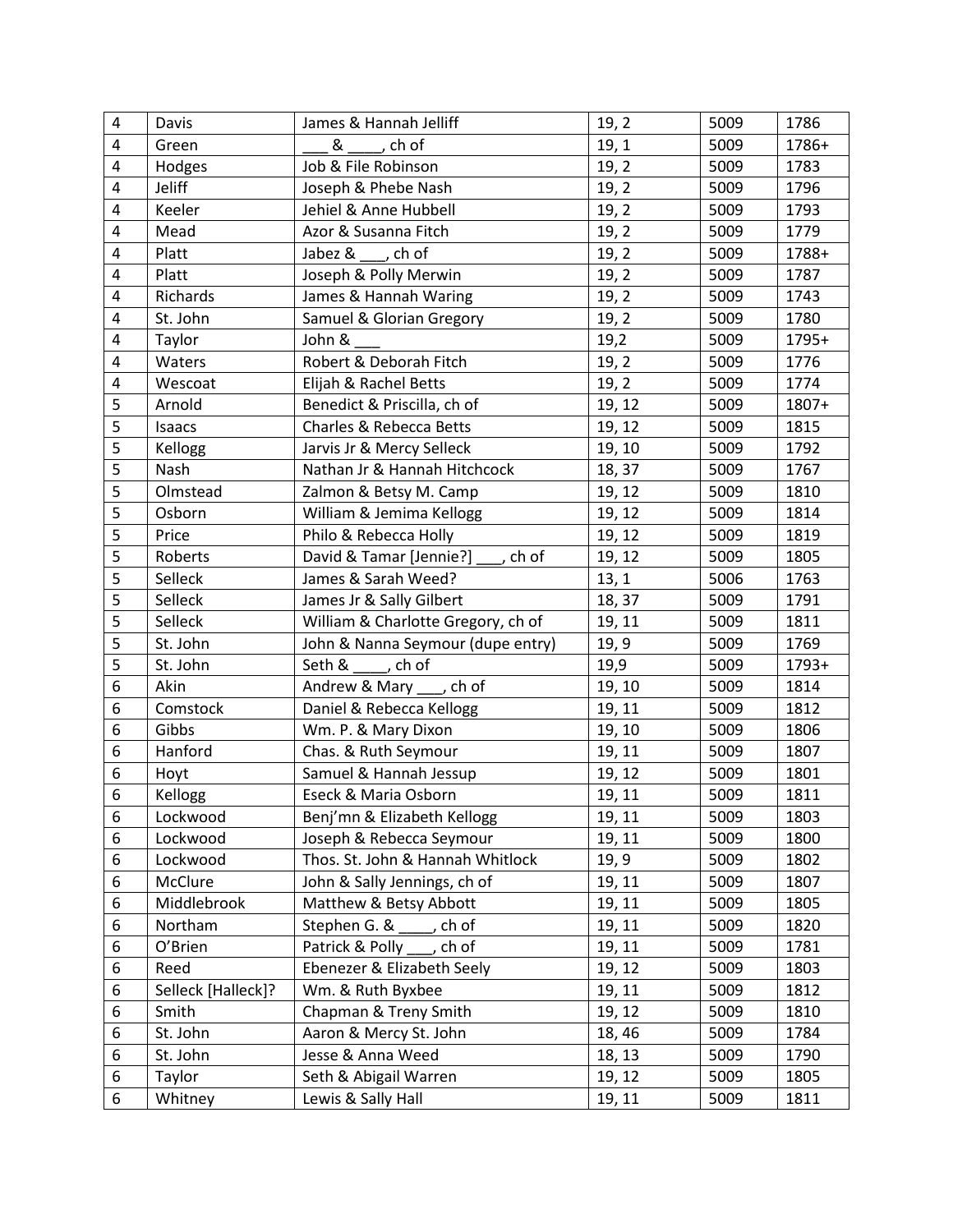| | | | | | |
|---|---|---|---|---|---|
| 4 | Davis | James & Hannah Jelliff | 19, 2 | 5009 | 1786 |
| 4 | Green | ___ & ____, ch of | 19, 1 | 5009 | 1786+ |
| 4 | Hodges | Job & File Robinson | 19, 2 | 5009 | 1783 |
| 4 | Jeliff | Joseph & Phebe Nash | 19, 2 | 5009 | 1796 |
| 4 | Keeler | Jehiel & Anne Hubbell | 19, 2 | 5009 | 1793 |
| 4 | Mead | Azor & Susanna Fitch | 19, 2 | 5009 | 1779 |
| 4 | Platt | Jabez & ___, ch of | 19, 2 | 5009 | 1788+ |
| 4 | Platt | Joseph & Polly Merwin | 19, 2 | 5009 | 1787 |
| 4 | Richards | James & Hannah Waring | 19, 2 | 5009 | 1743 |
| 4 | St. John | Samuel & Glorian Gregory | 19, 2 | 5009 | 1780 |
| 4 | Taylor | John & ___ | 19,2 | 5009 | 1795+ |
| 4 | Waters | Robert & Deborah Fitch | 19, 2 | 5009 | 1776 |
| 4 | Wescoat | Elijah & Rachel Betts | 19, 2 | 5009 | 1774 |
| 5 | Arnold | Benedict & Priscilla, ch of | 19, 12 | 5009 | 1807+ |
| 5 | Isaacs | Charles & Rebecca Betts | 19, 12 | 5009 | 1815 |
| 5 | Kellogg | Jarvis Jr & Mercy Selleck | 19, 10 | 5009 | 1792 |
| 5 | Nash | Nathan Jr & Hannah Hitchcock | 18, 37 | 5009 | 1767 |
| 5 | Olmstead | Zalmon & Betsy M. Camp | 19, 12 | 5009 | 1810 |
| 5 | Osborn | William & Jemima Kellogg | 19, 12 | 5009 | 1814 |
| 5 | Price | Philo & Rebecca Holly | 19, 12 | 5009 | 1819 |
| 5 | Roberts | David & Tamar [Jennie?] ___, ch of | 19, 12 | 5009 | 1805 |
| 5 | Selleck | James & Sarah Weed? | 13, 1 | 5006 | 1763 |
| 5 | Selleck | James Jr & Sally Gilbert | 18, 37 | 5009 | 1791 |
| 5 | Selleck | William & Charlotte Gregory, ch of | 19, 11 | 5009 | 1811 |
| 5 | St. John | John & Nanna Seymour (dupe entry) | 19, 9 | 5009 | 1769 |
| 5 | St. John | Seth & ____, ch of | 19,9 | 5009 | 1793+ |
| 6 | Akin | Andrew & Mary ___, ch of | 19, 10 | 5009 | 1814 |
| 6 | Comstock | Daniel & Rebecca Kellogg | 19, 11 | 5009 | 1812 |
| 6 | Gibbs | Wm. P. & Mary Dixon | 19, 10 | 5009 | 1806 |
| 6 | Hanford | Chas. & Ruth Seymour | 19, 11 | 5009 | 1807 |
| 6 | Hoyt | Samuel & Hannah Jessup | 19, 12 | 5009 | 1801 |
| 6 | Kellogg | Eseck & Maria Osborn | 19, 11 | 5009 | 1811 |
| 6 | Lockwood | Benj'mn & Elizabeth Kellogg | 19, 11 | 5009 | 1803 |
| 6 | Lockwood | Joseph & Rebecca Seymour | 19, 11 | 5009 | 1800 |
| 6 | Lockwood | Thos. St. John & Hannah Whitlock | 19, 9 | 5009 | 1802 |
| 6 | McClure | John & Sally Jennings, ch of | 19, 11 | 5009 | 1807 |
| 6 | Middlebrook | Matthew & Betsy Abbott | 19, 11 | 5009 | 1805 |
| 6 | Northam | Stephen G. & ____, ch of | 19, 11 | 5009 | 1820 |
| 6 | O'Brien | Patrick & Polly ___, ch of | 19, 11 | 5009 | 1781 |
| 6 | Reed | Ebenezer & Elizabeth Seely | 19, 12 | 5009 | 1803 |
| 6 | Selleck [Halleck]? | Wm. & Ruth Byxbee | 19, 11 | 5009 | 1812 |
| 6 | Smith | Chapman & Treny Smith | 19, 12 | 5009 | 1810 |
| 6 | St. John | Aaron & Mercy St. John | 18, 46 | 5009 | 1784 |
| 6 | St. John | Jesse & Anna Weed | 18, 13 | 5009 | 1790 |
| 6 | Taylor | Seth & Abigail Warren | 19, 12 | 5009 | 1805 |
| 6 | Whitney | Lewis & Sally Hall | 19, 11 | 5009 | 1811 |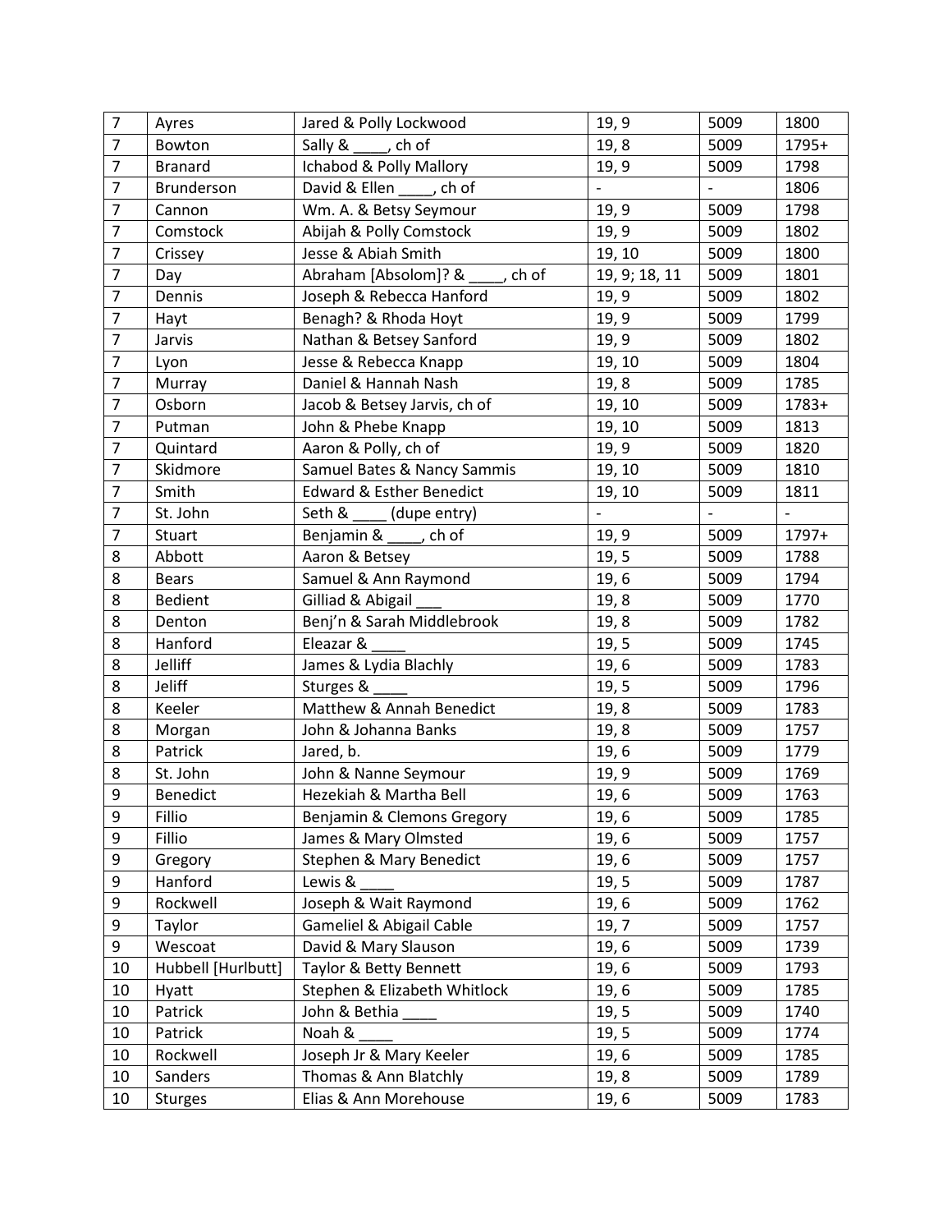| 7 | Ayres | Jared & Polly Lockwood | 19, 9 | 5009 | 1800 |
|---|---|---|---|---|---|
| 7 | Bowton | Sally & ____, ch of | 19, 8 | 5009 | 1795+ |
| 7 | Branard | Ichabod & Polly Mallory | 19, 9 | 5009 | 1798 |
| 7 | Brunderson | David & Ellen ____, ch of | - | - | 1806 |
| 7 | Cannon | Wm. A. & Betsy Seymour | 19, 9 | 5009 | 1798 |
| 7 | Comstock | Abijah & Polly Comstock | 19, 9 | 5009 | 1802 |
| 7 | Crissey | Jesse & Abiah Smith | 19, 10 | 5009 | 1800 |
| 7 | Day | Abraham [Absolom]? & ____, ch of | 19, 9; 18, 11 | 5009 | 1801 |
| 7 | Dennis | Joseph & Rebecca Hanford | 19, 9 | 5009 | 1802 |
| 7 | Hayt | Benagh? & Rhoda Hoyt | 19, 9 | 5009 | 1799 |
| 7 | Jarvis | Nathan & Betsey Sanford | 19, 9 | 5009 | 1802 |
| 7 | Lyon | Jesse & Rebecca Knapp | 19, 10 | 5009 | 1804 |
| 7 | Murray | Daniel & Hannah Nash | 19, 8 | 5009 | 1785 |
| 7 | Osborn | Jacob & Betsey Jarvis, ch of | 19, 10 | 5009 | 1783+ |
| 7 | Putman | John & Phebe Knapp | 19, 10 | 5009 | 1813 |
| 7 | Quintard | Aaron & Polly, ch of | 19, 9 | 5009 | 1820 |
| 7 | Skidmore | Samuel Bates & Nancy Sammis | 19, 10 | 5009 | 1810 |
| 7 | Smith | Edward & Esther Benedict | 19, 10 | 5009 | 1811 |
| 7 | St. John | Seth & ____ (dupe entry) | - | - | - |
| 7 | Stuart | Benjamin & ____, ch of | 19, 9 | 5009 | 1797+ |
| 8 | Abbott | Aaron & Betsey | 19, 5 | 5009 | 1788 |
| 8 | Bears | Samuel & Ann Raymond | 19, 6 | 5009 | 1794 |
| 8 | Bedient | Gilliad & Abigail ___ | 19, 8 | 5009 | 1770 |
| 8 | Denton | Benj'n & Sarah Middlebrook | 19, 8 | 5009 | 1782 |
| 8 | Hanford | Eleazar & ____ | 19, 5 | 5009 | 1745 |
| 8 | Jelliff | James & Lydia Blachly | 19, 6 | 5009 | 1783 |
| 8 | Jeliff | Sturges & ____ | 19, 5 | 5009 | 1796 |
| 8 | Keeler | Matthew & Annah Benedict | 19, 8 | 5009 | 1783 |
| 8 | Morgan | John & Johanna Banks | 19, 8 | 5009 | 1757 |
| 8 | Patrick | Jared, b. | 19, 6 | 5009 | 1779 |
| 8 | St. John | John & Nanne Seymour | 19, 9 | 5009 | 1769 |
| 9 | Benedict | Hezekiah & Martha Bell | 19, 6 | 5009 | 1763 |
| 9 | Fillio | Benjamin & Clemons Gregory | 19, 6 | 5009 | 1785 |
| 9 | Fillio | James & Mary Olmsted | 19, 6 | 5009 | 1757 |
| 9 | Gregory | Stephen & Mary Benedict | 19, 6 | 5009 | 1757 |
| 9 | Hanford | Lewis & ____ | 19, 5 | 5009 | 1787 |
| 9 | Rockwell | Joseph & Wait Raymond | 19, 6 | 5009 | 1762 |
| 9 | Taylor | Gameliel & Abigail Cable | 19, 7 | 5009 | 1757 |
| 9 | Wescoat | David & Mary Slauson | 19, 6 | 5009 | 1739 |
| 10 | Hubbell [Hurlbutt] | Taylor & Betty Bennett | 19, 6 | 5009 | 1793 |
| 10 | Hyatt | Stephen & Elizabeth Whitlock | 19, 6 | 5009 | 1785 |
| 10 | Patrick | John & Bethia ____ | 19, 5 | 5009 | 1740 |
| 10 | Patrick | Noah & ____ | 19, 5 | 5009 | 1774 |
| 10 | Rockwell | Joseph Jr & Mary Keeler | 19, 6 | 5009 | 1785 |
| 10 | Sanders | Thomas & Ann Blatchly | 19, 8 | 5009 | 1789 |
| 10 | Sturges | Elias & Ann Morehouse | 19, 6 | 5009 | 1783 |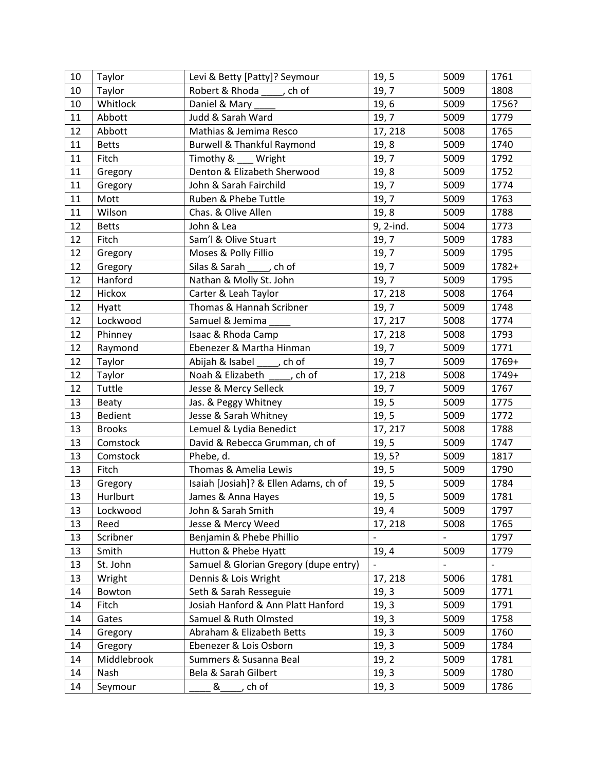| 10 | Taylor | Levi & Betty [Patty]? Seymour | 19, 5 | 5009 | 1761 |
|---|---|---|---|---|---|
| 10 | Taylor | Robert & Rhoda ____, ch of | 19, 7 | 5009 | 1808 |
| 10 | Whitlock | Daniel & Mary ____ | 19, 6 | 5009 | 1756? |
| 11 | Abbott | Judd & Sarah Ward | 19, 7 | 5009 | 1779 |
| 12 | Abbott | Mathias & Jemima Resco | 17, 218 | 5008 | 1765 |
| 11 | Betts | Burwell & Thankful Raymond | 19, 8 | 5009 | 1740 |
| 11 | Fitch | Timothy & ___ Wright | 19, 7 | 5009 | 1792 |
| 11 | Gregory | Denton & Elizabeth Sherwood | 19, 8 | 5009 | 1752 |
| 11 | Gregory | John & Sarah Fairchild | 19, 7 | 5009 | 1774 |
| 11 | Mott | Ruben & Phebe Tuttle | 19, 7 | 5009 | 1763 |
| 11 | Wilson | Chas. & Olive Allen | 19, 8 | 5009 | 1788 |
| 12 | Betts | John & Lea | 9, 2-ind. | 5004 | 1773 |
| 12 | Fitch | Sam'l & Olive Stuart | 19, 7 | 5009 | 1783 |
| 12 | Gregory | Moses & Polly Fillio | 19, 7 | 5009 | 1795 |
| 12 | Gregory | Silas & Sarah ____, ch of | 19, 7 | 5009 | 1782+ |
| 12 | Hanford | Nathan & Molly St. John | 19, 7 | 5009 | 1795 |
| 12 | Hickox | Carter & Leah Taylor | 17, 218 | 5008 | 1764 |
| 12 | Hyatt | Thomas & Hannah Scribner | 19, 7 | 5009 | 1748 |
| 12 | Lockwood | Samuel & Jemima ____ | 17, 217 | 5008 | 1774 |
| 12 | Phinney | Isaac & Rhoda Camp | 17, 218 | 5008 | 1793 |
| 12 | Raymond | Ebenezer & Martha Hinman | 19, 7 | 5009 | 1771 |
| 12 | Taylor | Abijah & Isabel ____, ch of | 19, 7 | 5009 | 1769+ |
| 12 | Taylor | Noah & Elizabeth ____, ch of | 17, 218 | 5008 | 1749+ |
| 12 | Tuttle | Jesse & Mercy Selleck | 19, 7 | 5009 | 1767 |
| 13 | Beaty | Jas. & Peggy Whitney | 19, 5 | 5009 | 1775 |
| 13 | Bedient | Jesse & Sarah Whitney | 19, 5 | 5009 | 1772 |
| 13 | Brooks | Lemuel & Lydia Benedict | 17, 217 | 5008 | 1788 |
| 13 | Comstock | David & Rebecca Grumman, ch of | 19, 5 | 5009 | 1747 |
| 13 | Comstock | Phebe, d. | 19, 5? | 5009 | 1817 |
| 13 | Fitch | Thomas & Amelia Lewis | 19, 5 | 5009 | 1790 |
| 13 | Gregory | Isaiah [Josiah]? & Ellen Adams, ch of | 19, 5 | 5009 | 1784 |
| 13 | Hurlburt | James & Anna Hayes | 19, 5 | 5009 | 1781 |
| 13 | Lockwood | John & Sarah Smith | 19, 4 | 5009 | 1797 |
| 13 | Reed | Jesse & Mercy Weed | 17, 218 | 5008 | 1765 |
| 13 | Scribner | Benjamin & Phebe Phillio | - | - | 1797 |
| 13 | Smith | Hutton & Phebe Hyatt | 19, 4 | 5009 | 1779 |
| 13 | St. John | Samuel & Glorian Gregory (dupe entry) | - | - | - |
| 13 | Wright | Dennis & Lois Wright | 17, 218 | 5006 | 1781 |
| 14 | Bowton | Seth & Sarah Resseguie | 19, 3 | 5009 | 1771 |
| 14 | Fitch | Josiah Hanford & Ann Platt Hanford | 19, 3 | 5009 | 1791 |
| 14 | Gates | Samuel & Ruth Olmsted | 19, 3 | 5009 | 1758 |
| 14 | Gregory | Abraham & Elizabeth Betts | 19, 3 | 5009 | 1760 |
| 14 | Gregory | Ebenezer & Lois Osborn | 19, 3 | 5009 | 1784 |
| 14 | Middlebrook | Summers & Susanna Beal | 19, 2 | 5009 | 1781 |
| 14 | Nash | Bela & Sarah Gilbert | 19, 3 | 5009 | 1780 |
| 14 | Seymour | ____ & ____, ch of | 19, 3 | 5009 | 1786 |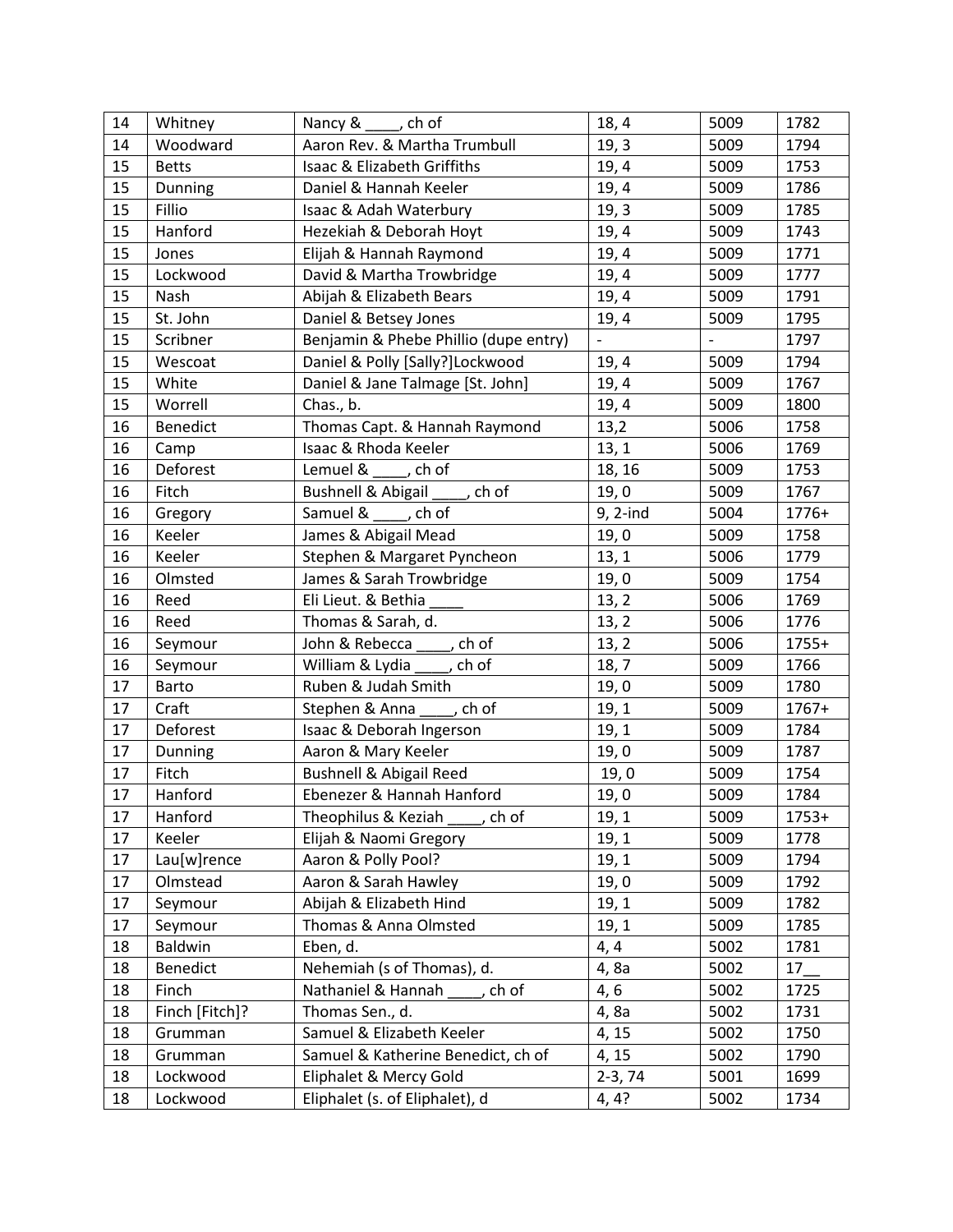| | | | | | |
|---|---|---|---|---|---|
| 14 | Whitney | Nancy & ____, ch of | 18, 4 | 5009 | 1782 |
| 14 | Woodward | Aaron Rev. & Martha Trumbull | 19, 3 | 5009 | 1794 |
| 15 | Betts | Isaac & Elizabeth Griffiths | 19, 4 | 5009 | 1753 |
| 15 | Dunning | Daniel & Hannah Keeler | 19, 4 | 5009 | 1786 |
| 15 | Fillio | Isaac & Adah Waterbury | 19, 3 | 5009 | 1785 |
| 15 | Hanford | Hezekiah & Deborah Hoyt | 19, 4 | 5009 | 1743 |
| 15 | Jones | Elijah & Hannah Raymond | 19, 4 | 5009 | 1771 |
| 15 | Lockwood | David & Martha Trowbridge | 19, 4 | 5009 | 1777 |
| 15 | Nash | Abijah & Elizabeth Bears | 19, 4 | 5009 | 1791 |
| 15 | St. John | Daniel & Betsey Jones | 19, 4 | 5009 | 1795 |
| 15 | Scribner | Benjamin & Phebe Phillio (dupe entry) | - | - | 1797 |
| 15 | Wescoat | Daniel & Polly [Sally?]Lockwood | 19, 4 | 5009 | 1794 |
| 15 | White | Daniel & Jane Talmage [St. John] | 19, 4 | 5009 | 1767 |
| 15 | Worrell | Chas., b. | 19, 4 | 5009 | 1800 |
| 16 | Benedict | Thomas Capt. & Hannah Raymond | 13,2 | 5006 | 1758 |
| 16 | Camp | Isaac & Rhoda Keeler | 13, 1 | 5006 | 1769 |
| 16 | Deforest | Lemuel & ____, ch of | 18, 16 | 5009 | 1753 |
| 16 | Fitch | Bushnell & Abigail ____, ch of | 19, 0 | 5009 | 1767 |
| 16 | Gregory | Samuel & ____, ch of | 9, 2-ind | 5004 | 1776+ |
| 16 | Keeler | James & Abigail Mead | 19, 0 | 5009 | 1758 |
| 16 | Keeler | Stephen & Margaret Pyncheon | 13, 1 | 5006 | 1779 |
| 16 | Olmsted | James & Sarah Trowbridge | 19, 0 | 5009 | 1754 |
| 16 | Reed | Eli Lieut. & Bethia ____ | 13, 2 | 5006 | 1769 |
| 16 | Reed | Thomas & Sarah, d. | 13, 2 | 5006 | 1776 |
| 16 | Seymour | John & Rebecca ____, ch of | 13, 2 | 5006 | 1755+ |
| 16 | Seymour | William & Lydia ____, ch of | 18, 7 | 5009 | 1766 |
| 17 | Barto | Ruben & Judah Smith | 19, 0 | 5009 | 1780 |
| 17 | Craft | Stephen & Anna ____, ch of | 19, 1 | 5009 | 1767+ |
| 17 | Deforest | Isaac & Deborah Ingerson | 19, 1 | 5009 | 1784 |
| 17 | Dunning | Aaron & Mary Keeler | 19, 0 | 5009 | 1787 |
| 17 | Fitch | Bushnell & Abigail Reed | 19, 0 | 5009 | 1754 |
| 17 | Hanford | Ebenezer & Hannah Hanford | 19, 0 | 5009 | 1784 |
| 17 | Hanford | Theophilus & Keziah ____, ch of | 19, 1 | 5009 | 1753+ |
| 17 | Keeler | Elijah & Naomi Gregory | 19, 1 | 5009 | 1778 |
| 17 | Lau[w]rence | Aaron & Polly Pool? | 19, 1 | 5009 | 1794 |
| 17 | Olmstead | Aaron & Sarah Hawley | 19, 0 | 5009 | 1792 |
| 17 | Seymour | Abijah & Elizabeth Hind | 19, 1 | 5009 | 1782 |
| 17 | Seymour | Thomas & Anna Olmsted | 19, 1 | 5009 | 1785 |
| 18 | Baldwin | Eben, d. | 4, 4 | 5002 | 1781 |
| 18 | Benedict | Nehemiah (s of Thomas), d. | 4, 8a | 5002 | 17__ |
| 18 | Finch | Nathaniel & Hannah ____, ch of | 4, 6 | 5002 | 1725 |
| 18 | Finch [Fitch]? | Thomas Sen., d. | 4, 8a | 5002 | 1731 |
| 18 | Grumman | Samuel & Elizabeth Keeler | 4, 15 | 5002 | 1750 |
| 18 | Grumman | Samuel & Katherine Benedict, ch of | 4, 15 | 5002 | 1790 |
| 18 | Lockwood | Eliphalet & Mercy Gold | 2-3, 74 | 5001 | 1699 |
| 18 | Lockwood | Eliphalet (s. of Eliphalet), d | 4, 4? | 5002 | 1734 |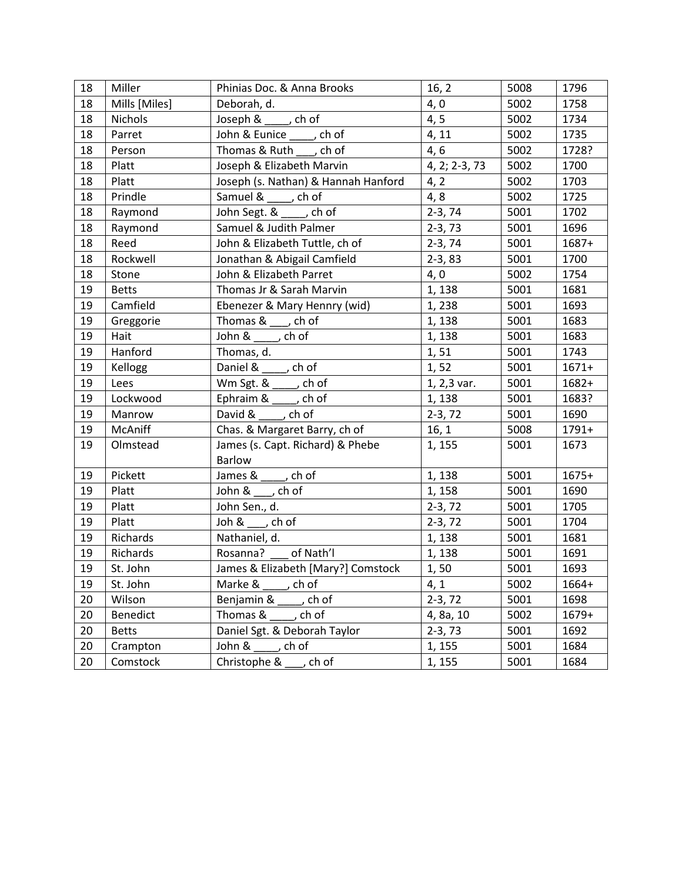| | | | | | |
|---|---|---|---|---|---|
| 18 | Miller | Phinias Doc. & Anna Brooks | 16, 2 | 5008 | 1796 |
| 18 | Mills [Miles] | Deborah, d. | 4, 0 | 5002 | 1758 |
| 18 | Nichols | Joseph & ____, ch of | 4, 5 | 5002 | 1734 |
| 18 | Parret | John & Eunice ____, ch of | 4, 11 | 5002 | 1735 |
| 18 | Person | Thomas & Ruth ___, ch of | 4, 6 | 5002 | 1728? |
| 18 | Platt | Joseph & Elizabeth Marvin | 4, 2; 2-3, 73 | 5002 | 1700 |
| 18 | Platt | Joseph (s. Nathan) & Hannah Hanford | 4, 2 | 5002 | 1703 |
| 18 | Prindle | Samuel & ____, ch of | 4, 8 | 5002 | 1725 |
| 18 | Raymond | John Segt. & ____, ch of | 2-3, 74 | 5001 | 1702 |
| 18 | Raymond | Samuel & Judith Palmer | 2-3, 73 | 5001 | 1696 |
| 18 | Reed | John & Elizabeth Tuttle, ch of | 2-3, 74 | 5001 | 1687+ |
| 18 | Rockwell | Jonathan & Abigail Camfield | 2-3, 83 | 5001 | 1700 |
| 18 | Stone | John & Elizabeth Parret | 4, 0 | 5002 | 1754 |
| 19 | Betts | Thomas Jr & Sarah Marvin | 1, 138 | 5001 | 1681 |
| 19 | Camfield | Ebenezer & Mary Hennry (wid) | 1, 238 | 5001 | 1693 |
| 19 | Greggorie | Thomas & ___, ch of | 1, 138 | 5001 | 1683 |
| 19 | Hait | John & ____, ch of | 1, 138 | 5001 | 1683 |
| 19 | Hanford | Thomas, d. | 1, 51 | 5001 | 1743 |
| 19 | Kellogg | Daniel & ____, ch of | 1, 52 | 5001 | 1671+ |
| 19 | Lees | Wm Sgt. & ____, ch of | 1, 2,3 var. | 5001 | 1682+ |
| 19 | Lockwood | Ephraim & ____, ch of | 1, 138 | 5001 | 1683? |
| 19 | Manrow | David & ____, ch of | 2-3, 72 | 5001 | 1690 |
| 19 | McAniff | Chas. & Margaret Barry, ch of | 16, 1 | 5008 | 1791+ |
| 19 | Olmstead | James (s. Capt. Richard) & Phebe Barlow | 1, 155 | 5001 | 1673 |
| 19 | Pickett | James & ____, ch of | 1, 138 | 5001 | 1675+ |
| 19 | Platt | John & ___, ch of | 1, 158 | 5001 | 1690 |
| 19 | Platt | John Sen., d. | 2-3, 72 | 5001 | 1705 |
| 19 | Platt | Joh & ___, ch of | 2-3, 72 | 5001 | 1704 |
| 19 | Richards | Nathaniel, d. | 1, 138 | 5001 | 1681 |
| 19 | Richards | Rosanna? ___ of Nath'l | 1, 138 | 5001 | 1691 |
| 19 | St. John | James & Elizabeth [Mary?] Comstock | 1, 50 | 5001 | 1693 |
| 19 | St. John | Marke & ____, ch of | 4, 1 | 5002 | 1664+ |
| 20 | Wilson | Benjamin & ____, ch of | 2-3, 72 | 5001 | 1698 |
| 20 | Benedict | Thomas & ____, ch of | 4, 8a, 10 | 5002 | 1679+ |
| 20 | Betts | Daniel Sgt. & Deborah Taylor | 2-3, 73 | 5001 | 1692 |
| 20 | Crampton | John & ____, ch of | 1, 155 | 5001 | 1684 |
| 20 | Comstock | Christophe & ___, ch of | 1, 155 | 5001 | 1684 |